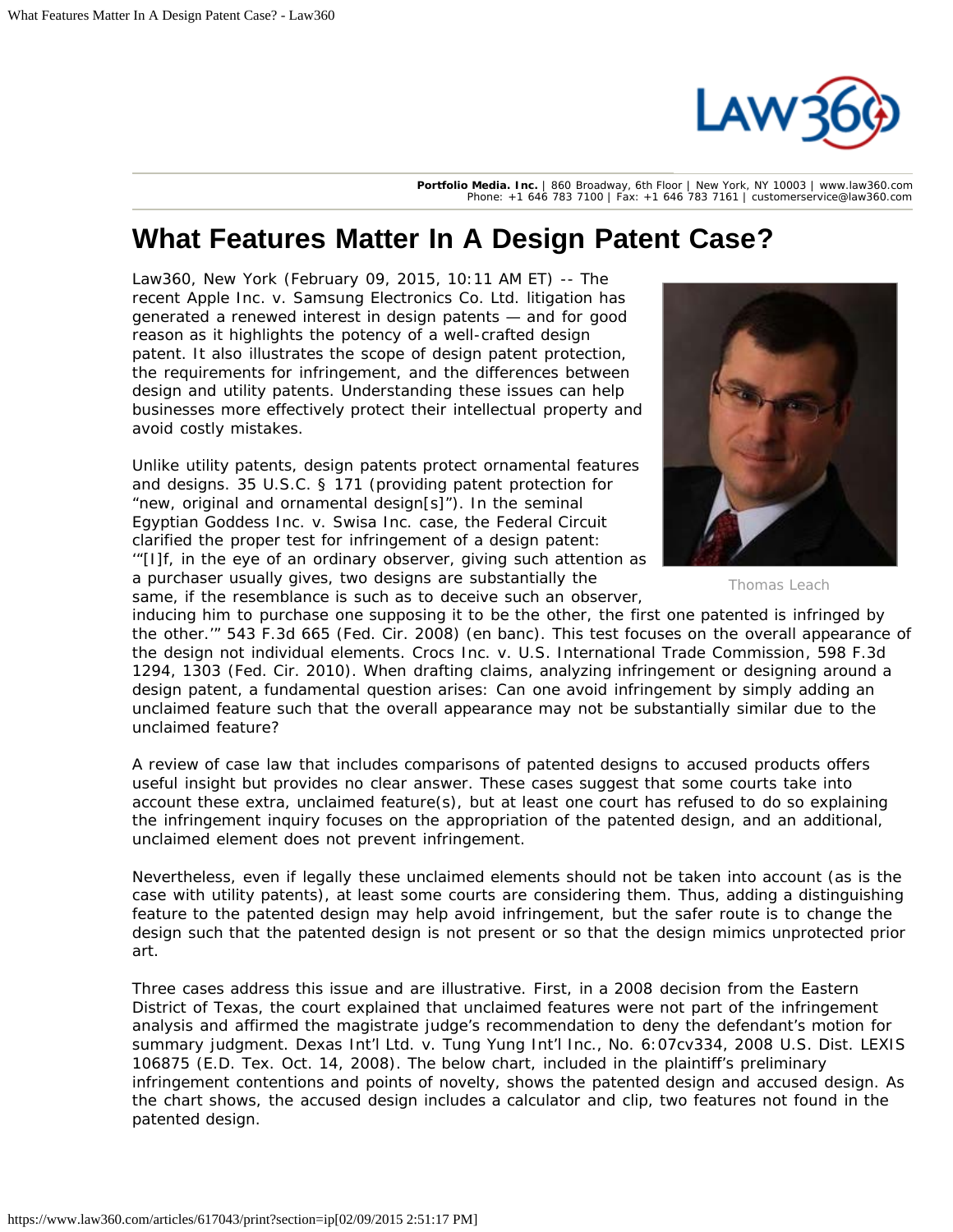Portfolio Media. Inc. | 860 Broadway, 6th Floor | New York, NY 10003 | www.law360.com
Phone: +1 646 783 7100 | Fax: +1 646 783 7161 | customerservice@law360.com

# What Features Matter In A Design Patent Case?

Law360, New York (February 09, 2015, 10:11 AM ET) -- The recent Apple Inc. v. Samsung Electronics Co. Ltd. litigation has generated a renewed interest in design patents — and for good reason as it highlights the potency of a well-crafted design patent. It also illustrates the scope of design patent protection, the requirements for infringement, and the differences between design and utility patents. Understanding these issues can help businesses more effectively protect their intellectual property and avoid costly mistakes.

Thomas Leach

Unlike utility patents, design patents protect ornamental features and designs. 35 U.S.C. § 171 (providing patent protection for "new, original and ornamental design[s]"). In the seminal Egyptian Goddess Inc. v. Swisa Inc. case, the Federal Circuit clarified the proper test for infringement of a design patent: '"[I]f, in the eye of an ordinary observer, giving such attention as a purchaser usually gives, two designs are substantially the same, if the resemblance is such as to deceive such an observer, inducing him to purchase one supposing it to be the other, the first one patented is infringed by the other.'" 543 F.3d 665 (Fed. Cir. 2008) (en banc). This test focuses on the overall appearance of the design not individual elements. Crocs Inc. v. U.S. International Trade Commission, 598 F.3d 1294, 1303 (Fed. Cir. 2010). When drafting claims, analyzing infringement or designing around a design patent, a fundamental question arises: Can one avoid infringement by simply adding an unclaimed feature such that the overall appearance may not be substantially similar due to the unclaimed feature?

A review of case law that includes comparisons of patented designs to accused products offers useful insight but provides no clear answer. These cases suggest that some courts take into account these extra, unclaimed feature(s), but at least one court has refused to do so explaining the infringement inquiry focuses on the appropriation of the patented design, and an additional, unclaimed element does not prevent infringement.

Nevertheless, even if legally these unclaimed elements should not be taken into account (as is the case with utility patents), at least some courts are considering them. Thus, adding a distinguishing feature to the patented design may help avoid infringement, but the safer route is to change the design such that the patented design is not present or so that the design mimics unprotected prior art.

Three cases address this issue and are illustrative. First, in a 2008 decision from the Eastern District of Texas, the court explained that unclaimed features were not part of the infringement analysis and affirmed the magistrate judge's recommendation to deny the defendant's motion for summary judgment. Dexas Int'l Ltd. v. Tung Yung Int'l Inc., No. 6:07cv334, 2008 U.S. Dist. LEXIS 106875 (E.D. Tex. Oct. 14, 2008). The below chart, included in the plaintiff's preliminary infringement contentions and points of novelty, shows the patented design and accused design. As the chart shows, the accused design includes a calculator and clip, two features not found in the patented design.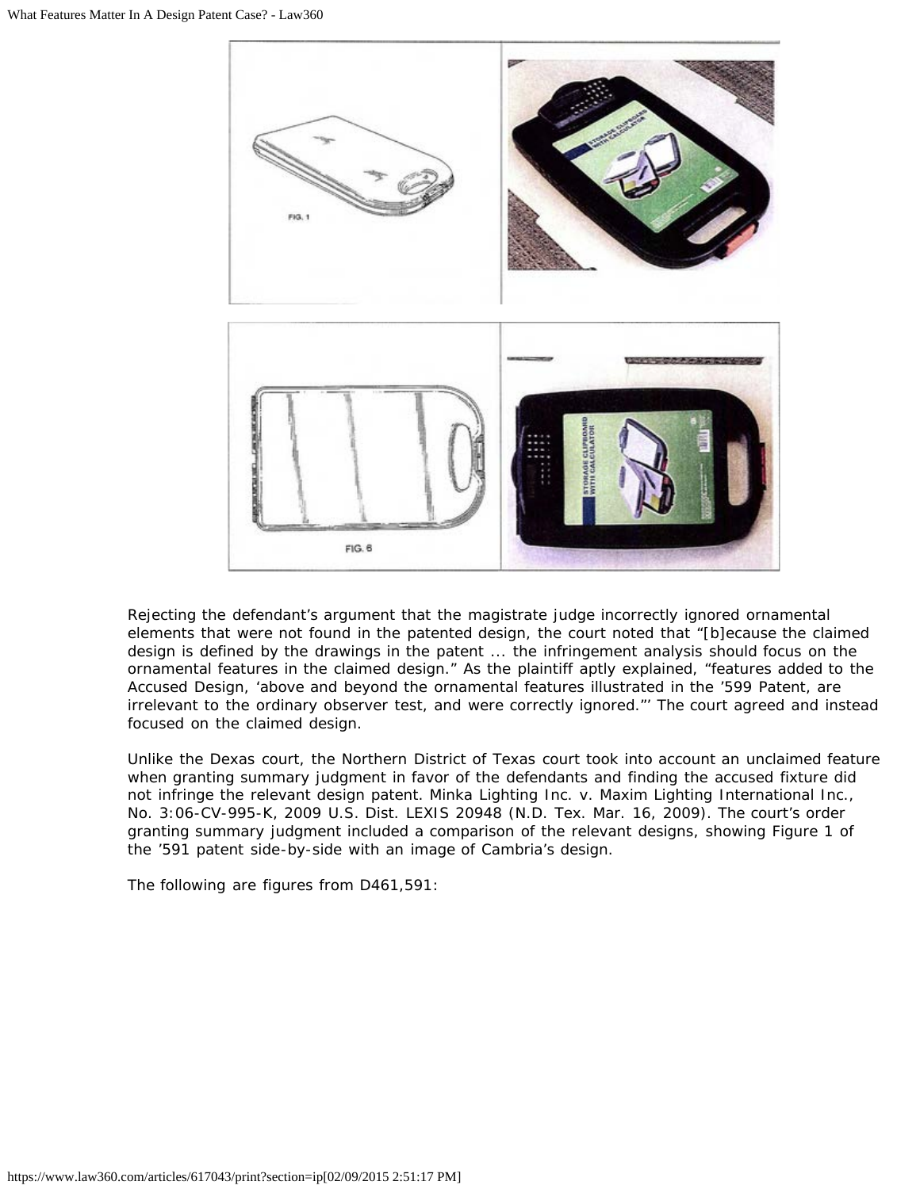Rejecting the defendant's argument that the magistrate judge incorrectly ignored ornamental elements that were not found in the patented design, the court noted that "[b]ecause the claimed design is defined by the drawings in the patent ... the infringement analysis should focus on the ornamental features in the claimed design." As the plaintiff aptly explained, "features added to the Accused Design, 'above and beyond the ornamental features illustrated in the '599 Patent, are irrelevant to the ordinary observer test, and were correctly ignored."' The court agreed and instead focused on the claimed design.

Unlike the Dexas court, the Northern District of Texas court took into account an unclaimed feature when granting summary judgment in favor of the defendants and finding the accused fixture did not infringe the relevant design patent. Minka Lighting Inc. v. Maxim Lighting International Inc., No. 3:06-CV-995-K, 2009 U.S. Dist. LEXIS 20948 (N.D. Tex. Mar. 16, 2009). The court's order granting summary judgment included a comparison of the relevant designs, showing Figure 1 of the '591 patent side-by-side with an image of Cambria's design.

The following are figures from D461,591: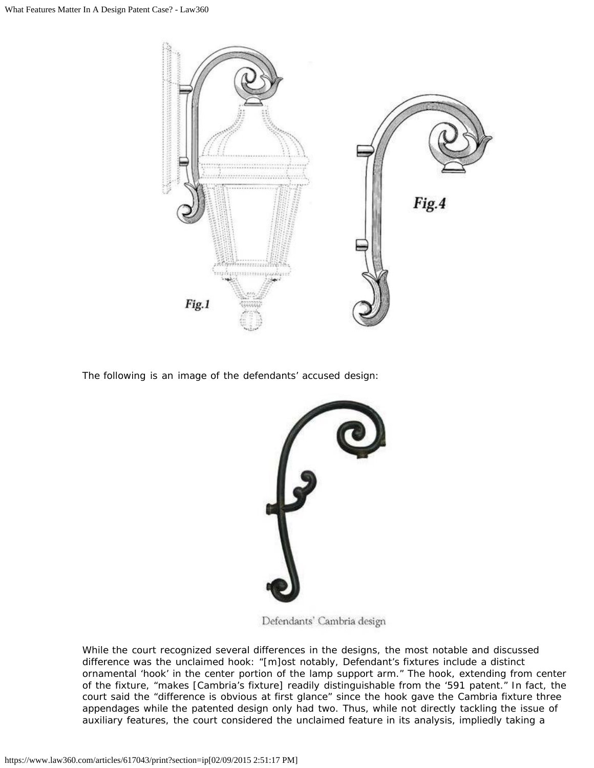Fig.1

Fig.4

The following is an image of the defendants' accused design:

Defendants' Cambria design

While the court recognized several differences in the designs, the most notable and discussed difference was the unclaimed hook: "[m]ost notably, Defendant's fixtures include a distinct ornamental 'hook' in the center portion of the lamp support arm." The hook, extending from center of the fixture, "makes [Cambria's fixture] readily distinguishable from the '591 patent." In fact, the court said the "difference is obvious at first glance" since the hook gave the Cambria fixture three appendages while the patented design only had two. Thus, while not directly tackling the issue of auxiliary features, the court considered the unclaimed feature in its analysis, impliedly taking a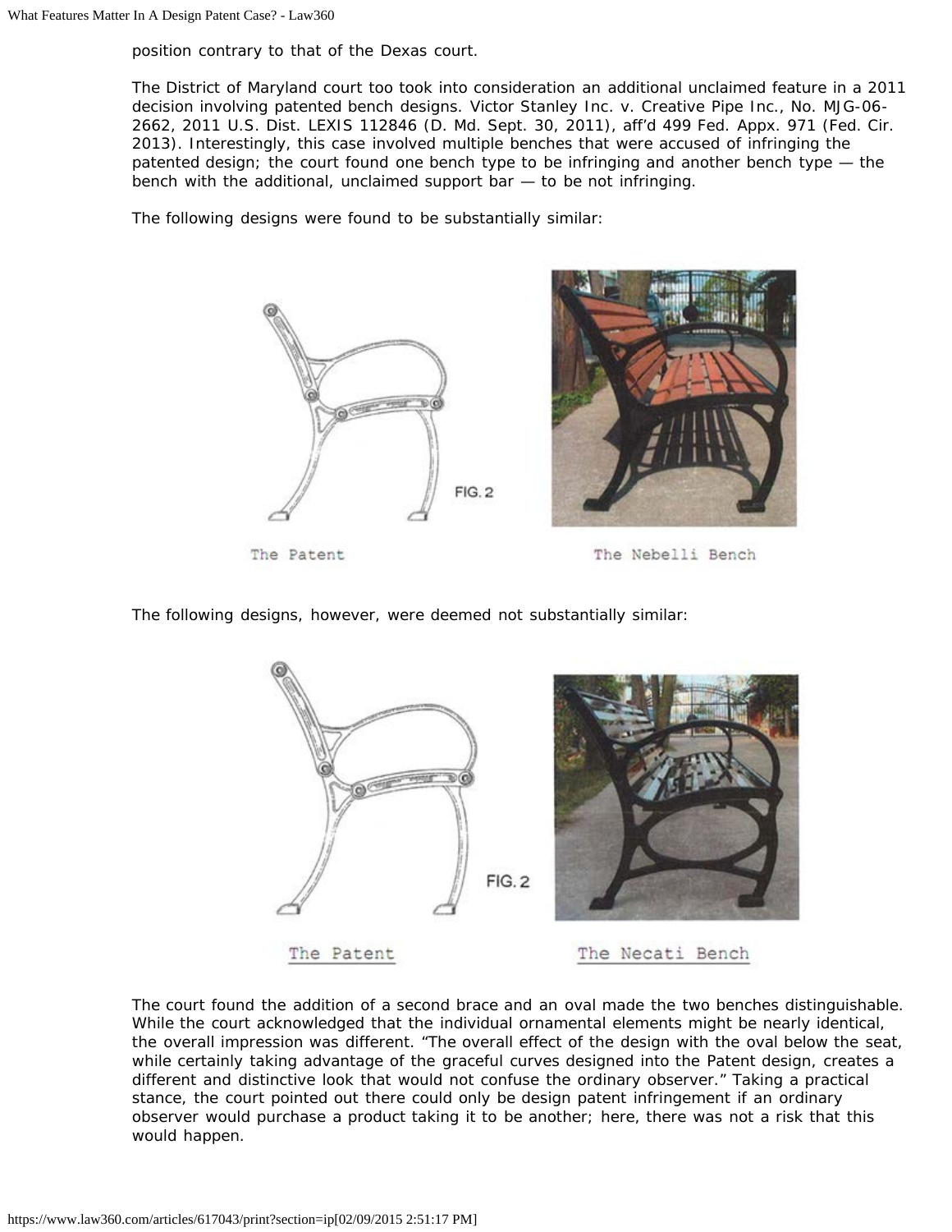position contrary to that of the Dexas court.

The District of Maryland court too took into consideration an additional unclaimed feature in a 2011 decision involving patented bench designs. Victor Stanley Inc. v. Creative Pipe Inc., No. MJG-06-2662, 2011 U.S. Dist. LEXIS 112846 (D. Md. Sept. 30, 2011), aff'd 499 Fed. Appx. 971 (Fed. Cir. 2013). Interestingly, this case involved multiple benches that were accused of infringing the patented design; the court found one bench type to be infringing and another bench type — the bench with the additional, unclaimed support bar — to be not infringing.

The following designs were found to be substantially similar:

FIG. 2

The Patent

The Nebelli Bench

The following designs, however, were deemed not substantially similar:

FIG. 2

The Patent

The Necati Bench

The court found the addition of a second brace and an oval made the two benches distinguishable. While the court acknowledged that the individual ornamental elements might be nearly identical, the overall impression was different. "The overall effect of the design with the oval below the seat, while certainly taking advantage of the graceful curves designed into the Patent design, creates a different and distinctive look that would not confuse the ordinary observer." Taking a practical stance, the court pointed out there could only be design patent infringement if an ordinary observer would purchase a product taking it to be another; here, there was not a risk that this would happen.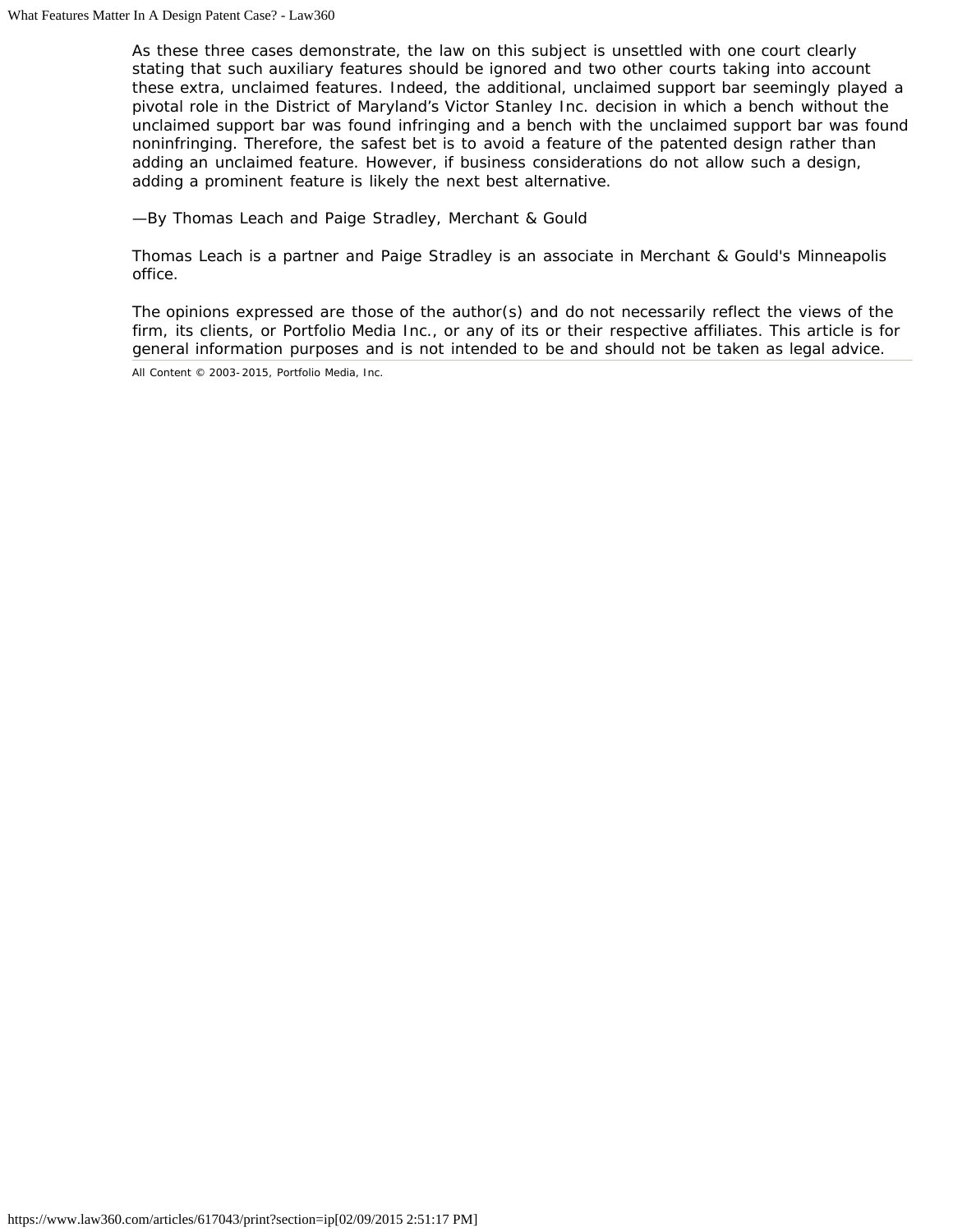As these three cases demonstrate, the law on this subject is unsettled with one court clearly stating that such auxiliary features should be ignored and two other courts taking into account these extra, unclaimed features. Indeed, the additional, unclaimed support bar seemingly played a pivotal role in the District of Maryland’s Victor Stanley Inc. decision in which a bench without the unclaimed support bar was found infringing and a bench with the unclaimed support bar was found noninfringing. Therefore, the safest bet is to avoid a feature of the patented design rather than adding an unclaimed feature. However, if business considerations do not allow such a design, adding a prominent feature is likely the next best alternative.

—By Thomas Leach and Paige Stradley, Merchant & Gould

Thomas Leach is a partner and Paige Stradley is an associate in Merchant & Gould's Minneapolis office.

The opinions expressed are those of the author(s) and do not necessarily reflect the views of the firm, its clients, or Portfolio Media Inc., or any of its or their respective affiliates. This article is for general information purposes and is not intended to be and should not be taken as legal advice.

All Content © 2003-2015, Portfolio Media, Inc.